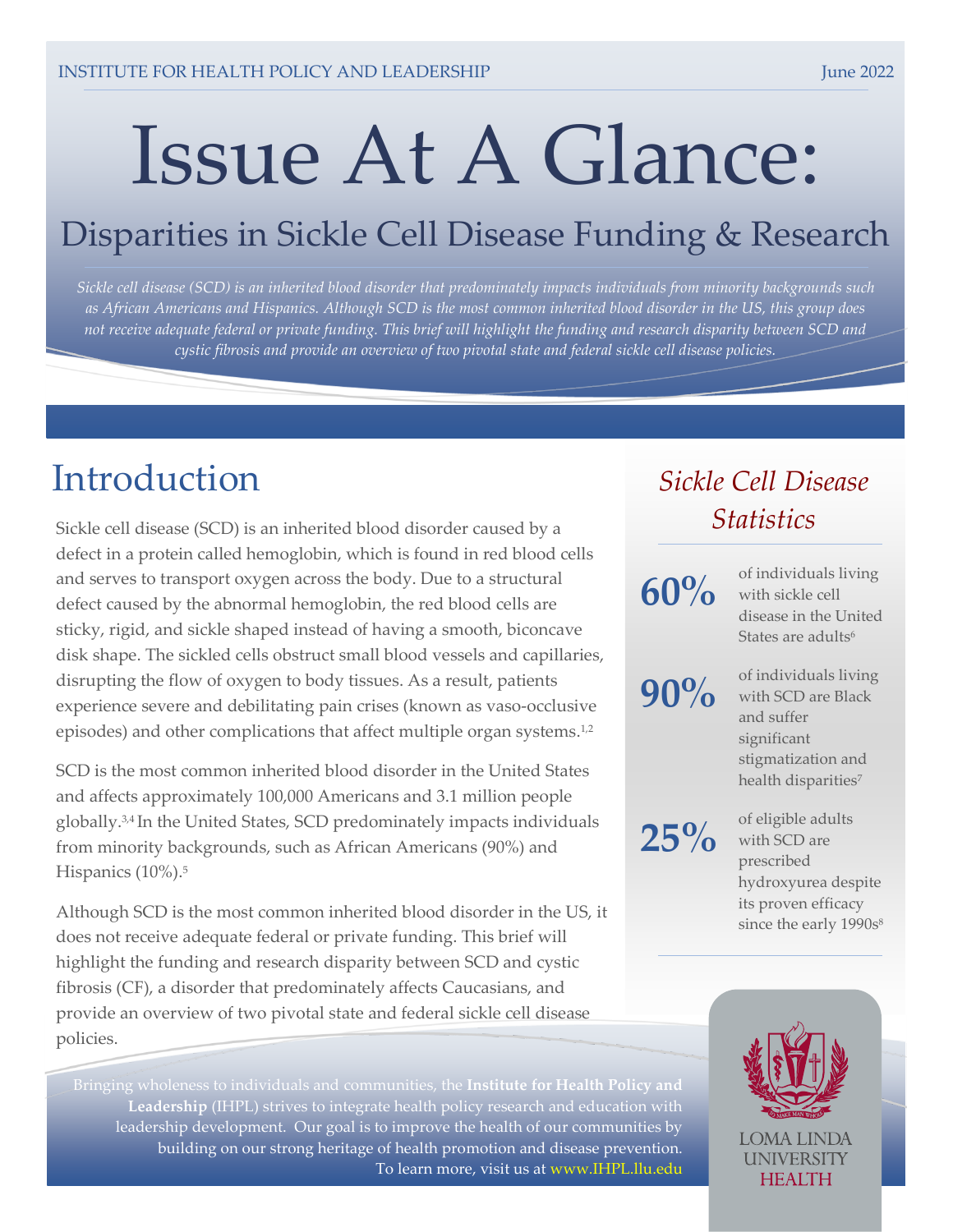INSTITUTE FOR HEALTH POLICY AND LEADERSHIP

June 2022

# Issue At A Glance:

## Disparities in Sickle Cell Disease Funding & Research

*Sickle cell disease (SCD) is an inherited blood disorder that predominately impacts individuals from minority backgrounds such as African Americans and Hispanics. Although SCD is the most common inherited blood disorder in the US, this group does not receive adequate federal or private funding. This brief will highlight the funding and research disparity between SCD and cystic fibrosis and provide an overview of two pivotal state and federal sickle cell disease policies.*

## Introduction

Sickle cell disease (SCD) is an inherited blood disorder caused by a defect in a protein called hemoglobin, which is found in red blood cells and serves to transport oxygen across the body. Due to a structural defect caused by the abnormal hemoglobin, the red blood cells are sticky, rigid, and sickle shaped instead of having a smooth, biconcave disk shape. The sickled cells obstruct small blood vessels and capillaries, disrupting the flow of oxygen to body tissues. As a result, patients experience severe and debilitating pain crises (known as vaso-occlusive episodes) and other complications that affect multiple organ systems.[1,2]

SCD is the most common inherited blood disorder in the United States and affects approximately 100,000 Americans and 3.1 million people globally.[3,4] In the United States, SCD predominately impacts individuals from minority backgrounds, such as African Americans (90%) and Hispanics (10%).[5]

Although SCD is the most common inherited blood disorder in the US, it does not receive adequate federal or private funding. This brief will highlight the funding and research disparity between SCD and cystic fibrosis (CF), a disorder that predominately affects Caucasians, and provide an overview of two pivotal state and federal sickle cell disease policies.

### *Sickle Cell Disease Statistics*

**60%** of individuals living with sickle cell disease in the United States are adults[6]

**90%** of individuals living with SCD are Black and suffer significant stigmatization and health disparities[7]

**25%** of eligible adults with SCD are prescribed hydroxyurea despite its proven efficacy since the early 1990s[8]

Bringing wholeness to individuals and communities, the **Institute for Health Policy and Leadership** (IHPL) strives to integrate health policy research and education with leadership development. Our goal is to improve the health of our communities by building on our strong heritage of health promotion and disease prevention. To learn more, visit us at www.IHPL.llu.edu

LOMA LINDA UNIVERSITY HEALTH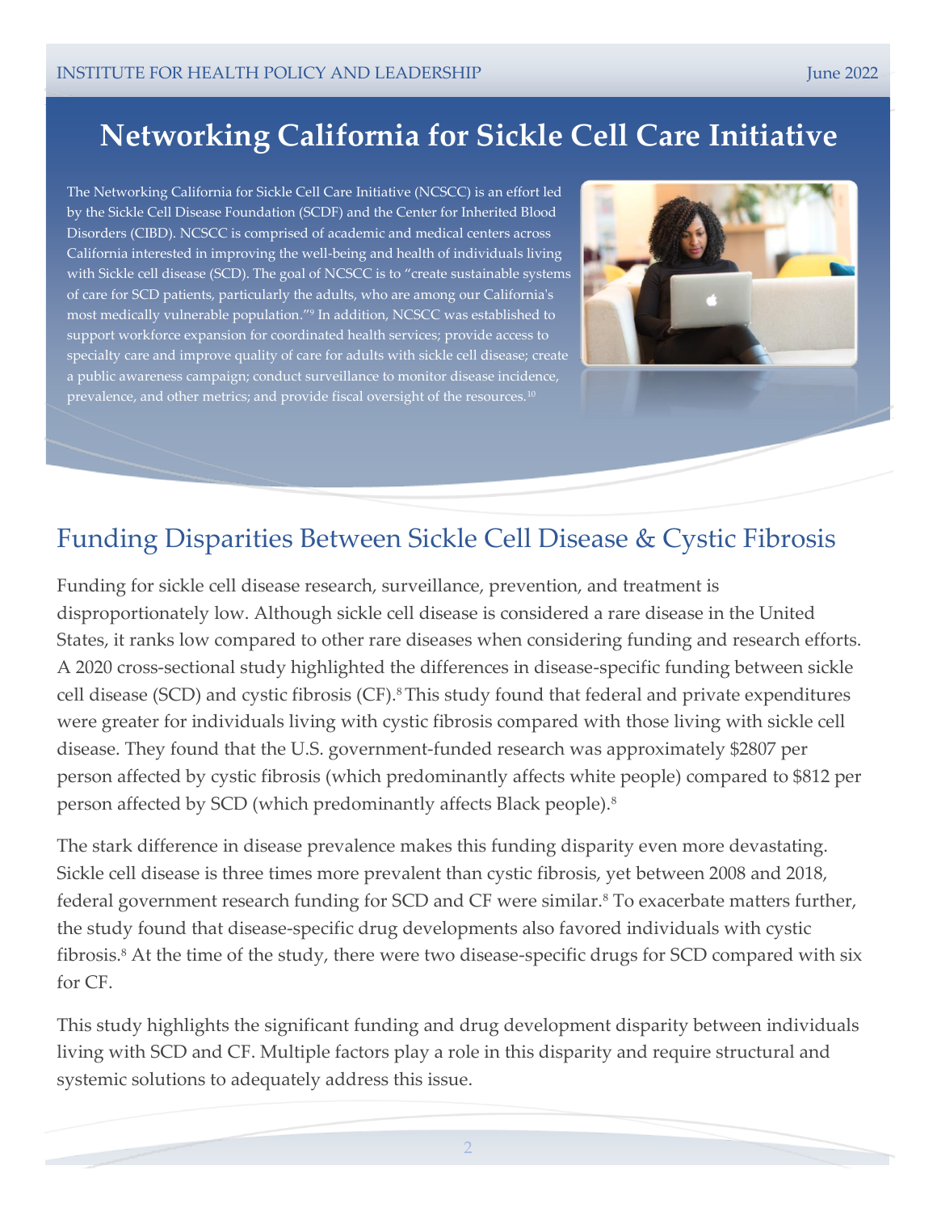# Networking California for Sickle Cell Care Initiative

The Networking California for Sickle Cell Care Initiative (NCSCC) is an effort led by the Sickle Cell Disease Foundation (SCDF) and the Center for Inherited Blood Disorders (CIBD). NCSCC is comprised of academic and medical centers across California interested in improving the well-being and health of individuals living with Sickle cell disease (SCD). The goal of NCSCC is to "create sustainable systems of care for SCD patients, particularly the adults, who are among our California's most medically vulnerable population."[9] In addition, NCSCC was established to support workforce expansion for coordinated health services; provide access to specialty care and improve quality of care for adults with sickle cell disease; create a public awareness campaign; conduct surveillance to monitor disease incidence, prevalence, and other metrics; and provide fiscal oversight of the resources.[10]

## Funding Disparities Between Sickle Cell Disease & Cystic Fibrosis

Funding for sickle cell disease research, surveillance, prevention, and treatment is disproportionately low. Although sickle cell disease is considered a rare disease in the United States, it ranks low compared to other rare diseases when considering funding and research efforts. A 2020 cross-sectional study highlighted the differences in disease-specific funding between sickle cell disease (SCD) and cystic fibrosis (CF).[8] This study found that federal and private expenditures were greater for individuals living with cystic fibrosis compared with those living with sickle cell disease. They found that the U.S. government-funded research was approximately $2807 per person affected by cystic fibrosis (which predominantly affects white people) compared to $812 per person affected by SCD (which predominantly affects Black people).[8]

The stark difference in disease prevalence makes this funding disparity even more devastating. Sickle cell disease is three times more prevalent than cystic fibrosis, yet between 2008 and 2018, federal government research funding for SCD and CF were similar.[8] To exacerbate matters further, the study found that disease-specific drug developments also favored individuals with cystic fibrosis.[8] At the time of the study, there were two disease-specific drugs for SCD compared with six for CF.

This study highlights the significant funding and drug development disparity between individuals living with SCD and CF. Multiple factors play a role in this disparity and require structural and systemic solutions to adequately address this issue.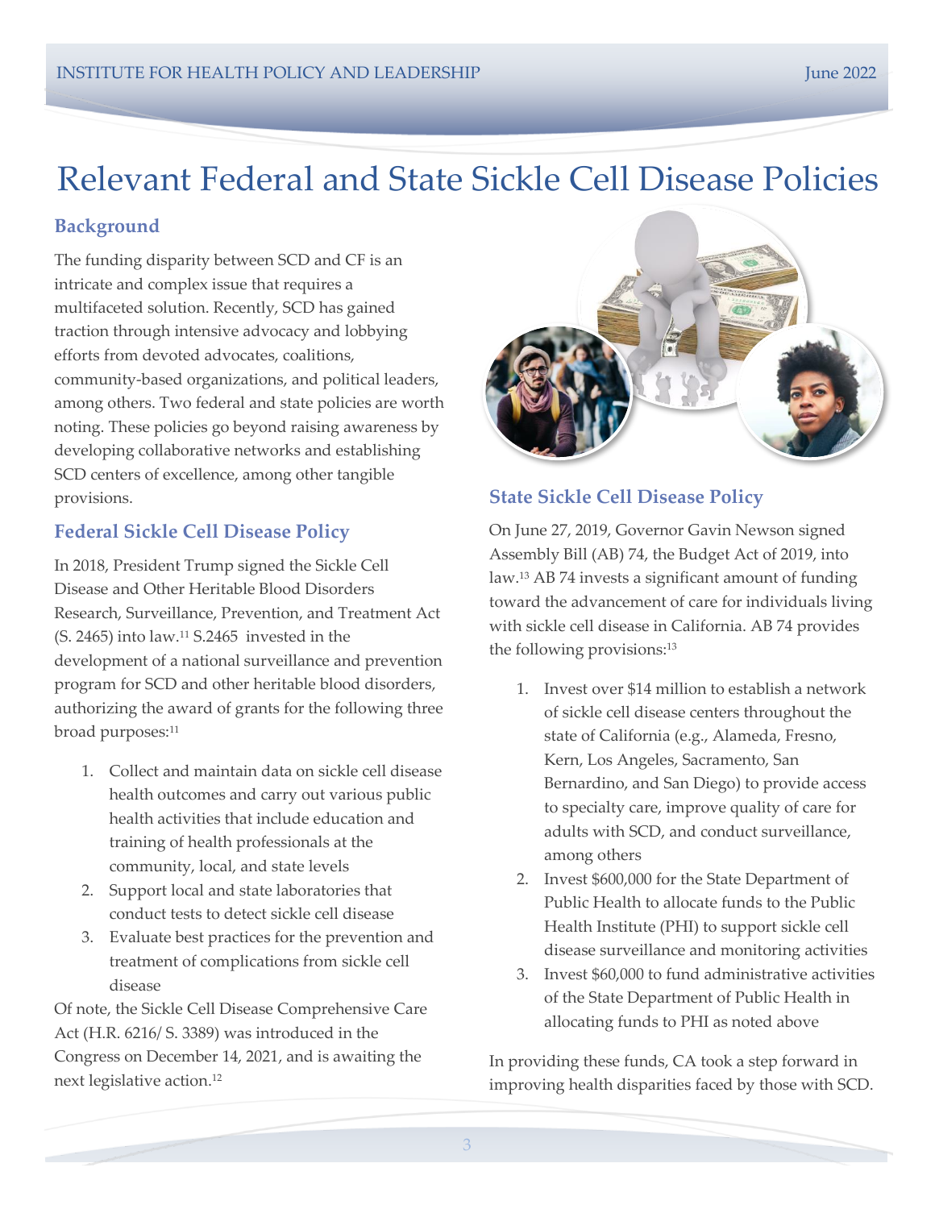# Relevant Federal and State Sickle Cell Disease Policies

### Background

The funding disparity between SCD and CF is an intricate and complex issue that requires a multifaceted solution. Recently, SCD has gained traction through intensive advocacy and lobbying efforts from devoted advocates, coalitions, community-based organizations, and political leaders, among others. Two federal and state policies are worth noting. These policies go beyond raising awareness by developing collaborative networks and establishing SCD centers of excellence, among other tangible provisions.

### Federal Sickle Cell Disease Policy

In 2018, President Trump signed the Sickle Cell Disease and Other Heritable Blood Disorders Research, Surveillance, Prevention, and Treatment Act (S. 2465) into law.[11] S.2465 invested in the development of a national surveillance and prevention program for SCD and other heritable blood disorders, authorizing the award of grants for the following three broad purposes:[11]

1. Collect and maintain data on sickle cell disease health outcomes and carry out various public health activities that include education and training of health professionals at the community, local, and state levels
2. Support local and state laboratories that conduct tests to detect sickle cell disease
3. Evaluate best practices for the prevention and treatment of complications from sickle cell disease

Of note, the Sickle Cell Disease Comprehensive Care Act (H.R. 6216/ S. 3389) was introduced in the Congress on December 14, 2021, and is awaiting the next legislative action.[12]

### State Sickle Cell Disease Policy

On June 27, 2019, Governor Gavin Newson signed Assembly Bill (AB) 74, the Budget Act of 2019, into law.[13] AB 74 invests a significant amount of funding toward the advancement of care for individuals living with sickle cell disease in California. AB 74 provides the following provisions:[13]

1. Invest over $14 million to establish a network of sickle cell disease centers throughout the state of California (e.g., Alameda, Fresno, Kern, Los Angeles, Sacramento, San Bernardino, and San Diego) to provide access to specialty care, improve quality of care for adults with SCD, and conduct surveillance, among others
2. Invest $600,000 for the State Department of Public Health to allocate funds to the Public Health Institute (PHI) to support sickle cell disease surveillance and monitoring activities
3. Invest $60,000 to fund administrative activities of the State Department of Public Health in allocating funds to PHI as noted above

In providing these funds, CA took a step forward in improving health disparities faced by those with SCD.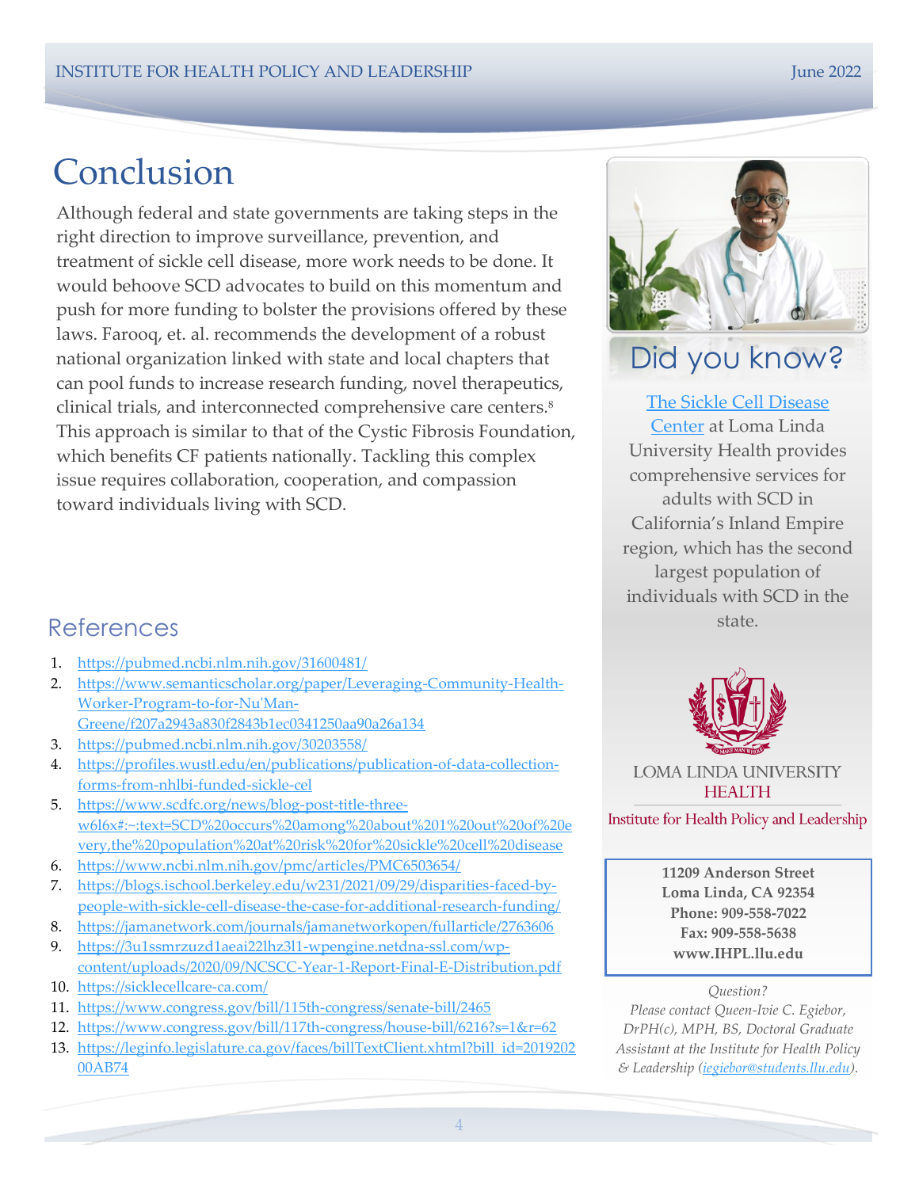# Conclusion

Although federal and state governments are taking steps in the right direction to improve surveillance, prevention, and treatment of sickle cell disease, more work needs to be done. It would behoove SCD advocates to build on this momentum and push for more funding to bolster the provisions offered by these laws. Farooq, et. al. recommends the development of a robust national organization linked with state and local chapters that can pool funds to increase research funding, novel therapeutics, clinical trials, and interconnected comprehensive care centers.[8] This approach is similar to that of the Cystic Fibrosis Foundation, which benefits CF patients nationally. Tackling this complex issue requires collaboration, cooperation, and compassion toward individuals living with SCD.

## References

1. https://pubmed.ncbi.nlm.nih.gov/31600481/
2. https://www.semanticscholar.org/paper/Leveraging-Community-Health-Worker-Program-to-for-Nu'Man-Greene/f207a2943a830f2843b1ec0341250aa90a26a134
3. https://pubmed.ncbi.nlm.nih.gov/30203558/
4. https://profiles.wustl.edu/en/publications/publication-of-data-collection-forms-from-nhlbi-funded-sickle-cel
5. https://www.scdfc.org/news/blog-post-title-three-w6l6x#:~:text=SCD%20occurs%20among%20about%201%20out%20of%20every,the%20population%20at%20risk%20for%20sickle%20cell%20disease
6. https://www.ncbi.nlm.nih.gov/pmc/articles/PMC6503654/
7. https://blogs.ischool.berkeley.edu/w231/2021/09/29/disparities-faced-by-people-with-sickle-cell-disease-the-case-for-additional-research-funding/
8. https://jamanetwork.com/journals/jamanetworkopen/fullarticle/2763606
9. https://3u1ssmrzuzd1aeai22lhz3l1-wpengine.netdna-ssl.com/wp-content/uploads/2020/09/NCSCC-Year-1-Report-Final-E-Distribution.pdf
10. https://sicklecellcare-ca.com/
11. https://www.congress.gov/bill/115th-congress/senate-bill/2465
12. https://www.congress.gov/bill/117th-congress/house-bill/6216?s=1&r=62
13. https://leginfo.legislature.ca.gov/faces/billTextClient.xhtml?bill_id=201920200AB74

## Did you know?

The Sickle Cell Disease Center at Loma Linda University Health provides comprehensive services for adults with SCD in California's Inland Empire region, which has the second largest population of individuals with SCD in the state.

LOMA LINDA UNIVERSITY HEALTH
Institute for Health Policy and Leadership

**11209 Anderson Street**
**Loma Linda, CA 92354**
**Phone: 909-558-7022**
**Fax: 909-558-5638**
**www.IHPL.llu.edu**

*Question?*
*Please contact Queen-Ivie C. Egiebor, DrPH(c), MPH, BS, Doctoral Graduate Assistant at the Institute for Health Policy & Leadership (iegiebor@students.llu.edu).*